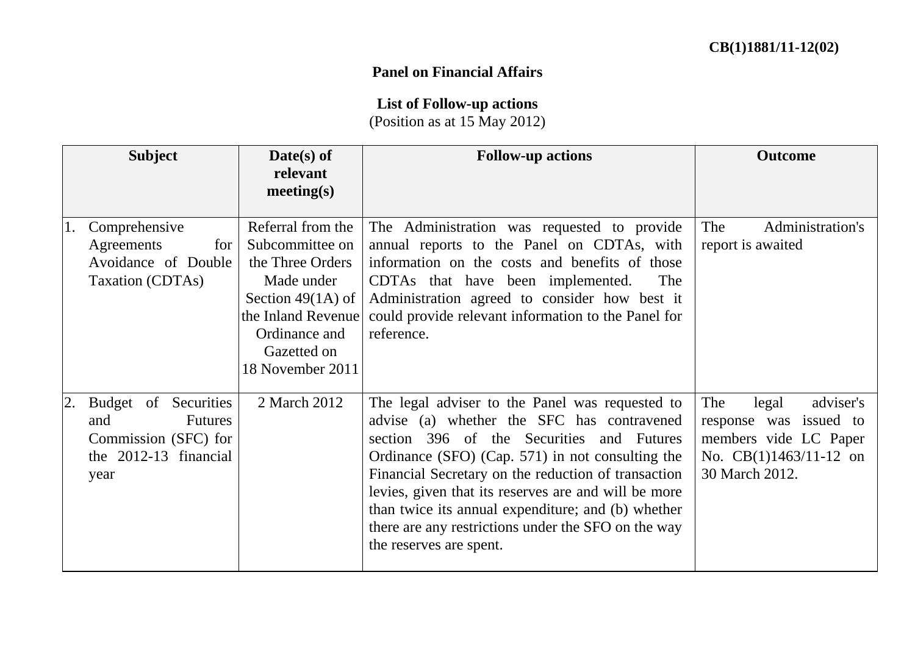**CB(1)1881/11-12(02)**

**Panel on Financial Affairs**

**List of Follow-up actions**
(Position as at 15 May 2012)

| Subject | Date(s) of relevant meeting(s) | Follow-up actions | Outcome |
|---|---|---|---|
| 1. Comprehensive Agreements for Avoidance of Double Taxation (CDTAs) | Referral from the Subcommittee on the Three Orders Made under Section 49(1A) of the Inland Revenue Ordinance and Gazetted on 18 November 2011 | The Administration was requested to provide annual reports to the Panel on CDTAs, with information on the costs and benefits of those CDTAs that have been implemented. The Administration agreed to consider how best it could provide relevant information to the Panel for reference. | The Administration's report is awaited |
| 2. Budget of Securities and Futures Commission (SFC) for the 2012-13 financial year | 2 March 2012 | The legal adviser to the Panel was requested to advise (a) whether the SFC has contravened section 396 of the Securities and Futures Ordinance (SFO) (Cap. 571) in not consulting the Financial Secretary on the reduction of transaction levies, given that its reserves are and will be more than twice its annual expenditure; and (b) whether there are any restrictions under the SFO on the way the reserves are spent. | The legal adviser's response was issued to members vide LC Paper No. CB(1)1463/11-12 on 30 March 2012. |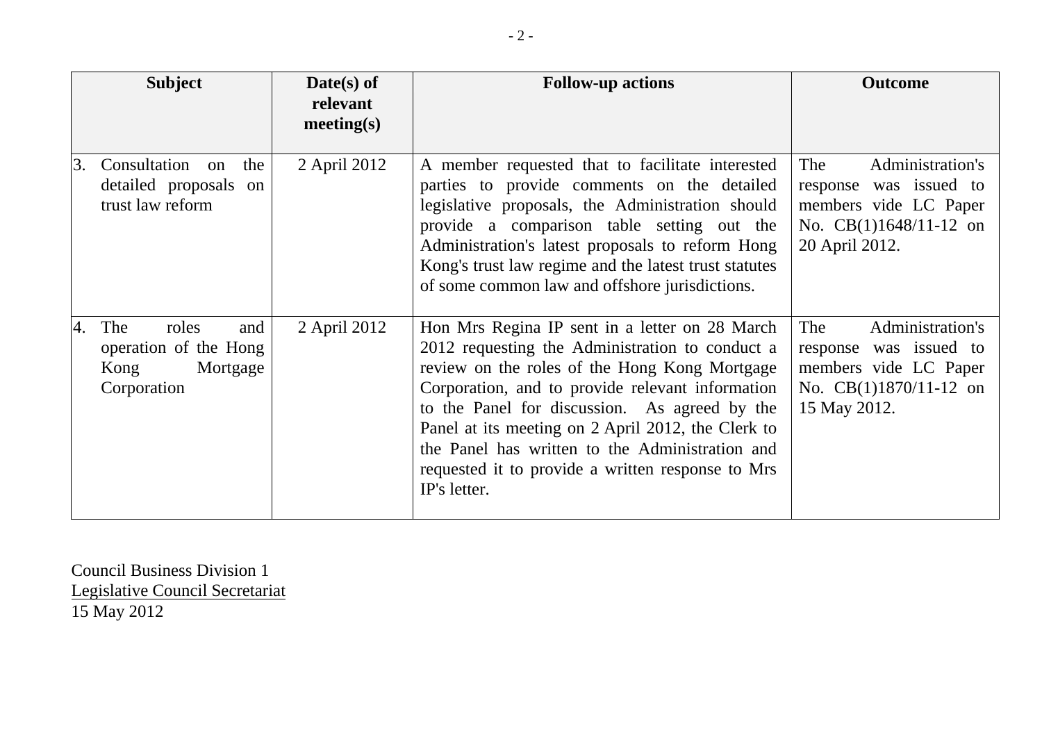| Subject | Date(s) of relevant meeting(s) | Follow-up actions | Outcome |
|---|---|---|---|
| 3. Consultation on the detailed proposals on trust law reform | 2 April 2012 | A member requested that to facilitate interested parties to provide comments on the detailed legislative proposals, the Administration should provide a comparison table setting out the Administration's latest proposals to reform Hong Kong's trust law regime and the latest trust statutes of some common law and offshore jurisdictions. | The Administration's response was issued to members vide LC Paper No. CB(1)1648/11-12 on 20 April 2012. |
| 4. The roles and operation of the Hong Kong Mortgage Corporation | 2 April 2012 | Hon Mrs Regina IP sent in a letter on 28 March 2012 requesting the Administration to conduct a review on the roles of the Hong Kong Mortgage Corporation, and to provide relevant information to the Panel for discussion. As agreed by the Panel at its meeting on 2 April 2012, the Clerk to the Panel has written to the Administration and requested it to provide a written response to Mrs IP's letter. | The Administration's response was issued to members vide LC Paper No. CB(1)1870/11-12 on 15 May 2012. |

Council Business Division 1
Legislative Council Secretariat
15 May 2012